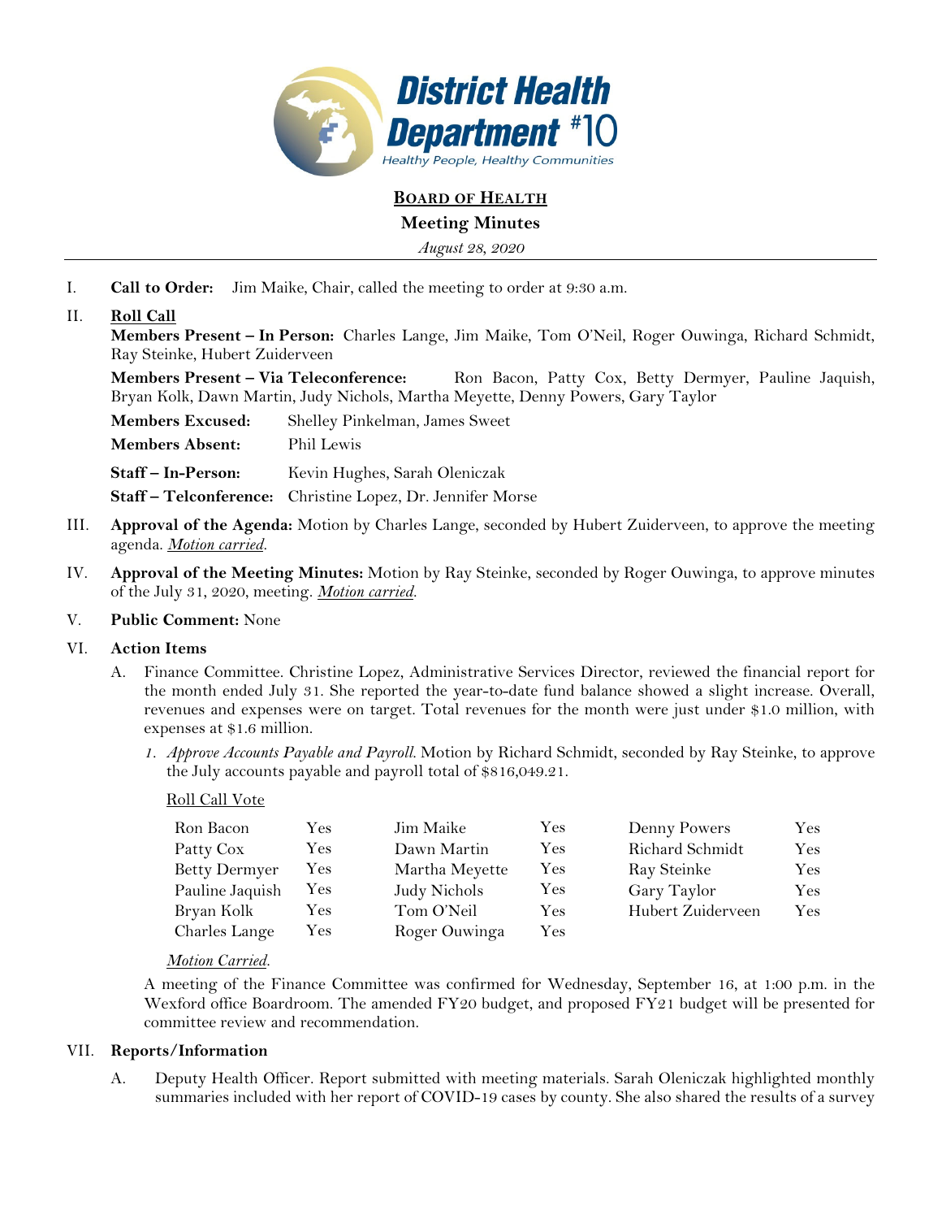# BOARD OF HEALTH

## Meeting Minutes

*August 28, 2020*

I. **Call to Order:** Jim Maike, Chair, called the meeting to order at 9:30 a.m.

II. **Roll Call**

**Members Present – In Person:** Charles Lange, Jim Maike, Tom O'Neil, Roger Ouwinga, Richard Schmidt, Ray Steinke, Hubert Zuiderveen

**Members Present – Via Teleconference:** Ron Bacon, Patty Cox, Betty Dermyer, Pauline Jaquish, Bryan Kolk, Dawn Martin, Judy Nichols, Martha Meyette, Denny Powers, Gary Taylor

**Members Excused:** Shelley Pinkelman, James Sweet

**Members Absent:** Phil Lewis

**Staff – In-Person:** Kevin Hughes, Sarah Oleniczak

**Staff – Telconference:** Christine Lopez, Dr. Jennifer Morse

III. **Approval of the Agenda:** Motion by Charles Lange, seconded by Hubert Zuiderveen, to approve the meeting agenda. *Motion carried.*

IV. **Approval of the Meeting Minutes:** Motion by Ray Steinke, seconded by Roger Ouwinga, to approve minutes of the July 31, 2020, meeting. *Motion carried.*

V. **Public Comment:** None

VI. **Action Items**

A. Finance Committee. Christine Lopez, Administrative Services Director, reviewed the financial report for the month ended July 31. She reported the year-to-date fund balance showed a slight increase. Overall, revenues and expenses were on target. Total revenues for the month were just under $1.0 million, with expenses at $1.6 million.

1. *Approve Accounts Payable and Payroll.* Motion by Richard Schmidt, seconded by Ray Steinke, to approve the July accounts payable and payroll total of $816,049.21.

Roll Call Vote

| | | | | | |
|---|---|---|---|---|---|
| Ron Bacon | Yes | Jim Maike | Yes | Denny Powers | Yes |
| Patty Cox | Yes | Dawn Martin | Yes | Richard Schmidt | Yes |
| Betty Dermyer | Yes | Martha Meyette | Yes | Ray Steinke | Yes |
| Pauline Jaquish | Yes | Judy Nichols | Yes | Gary Taylor | Yes |
| Bryan Kolk | Yes | Tom O'Neil | Yes | Hubert Zuiderveen | Yes |
| Charles Lange | Yes | Roger Ouwinga | Yes | | |

*Motion Carried.*

A meeting of the Finance Committee was confirmed for Wednesday, September 16, at 1:00 p.m. in the Wexford office Boardroom. The amended FY20 budget, and proposed FY21 budget will be presented for committee review and recommendation.

VII. **Reports/Information**

A. Deputy Health Officer. Report submitted with meeting materials. Sarah Oleniczak highlighted monthly summaries included with her report of COVID-19 cases by county. She also shared the results of a survey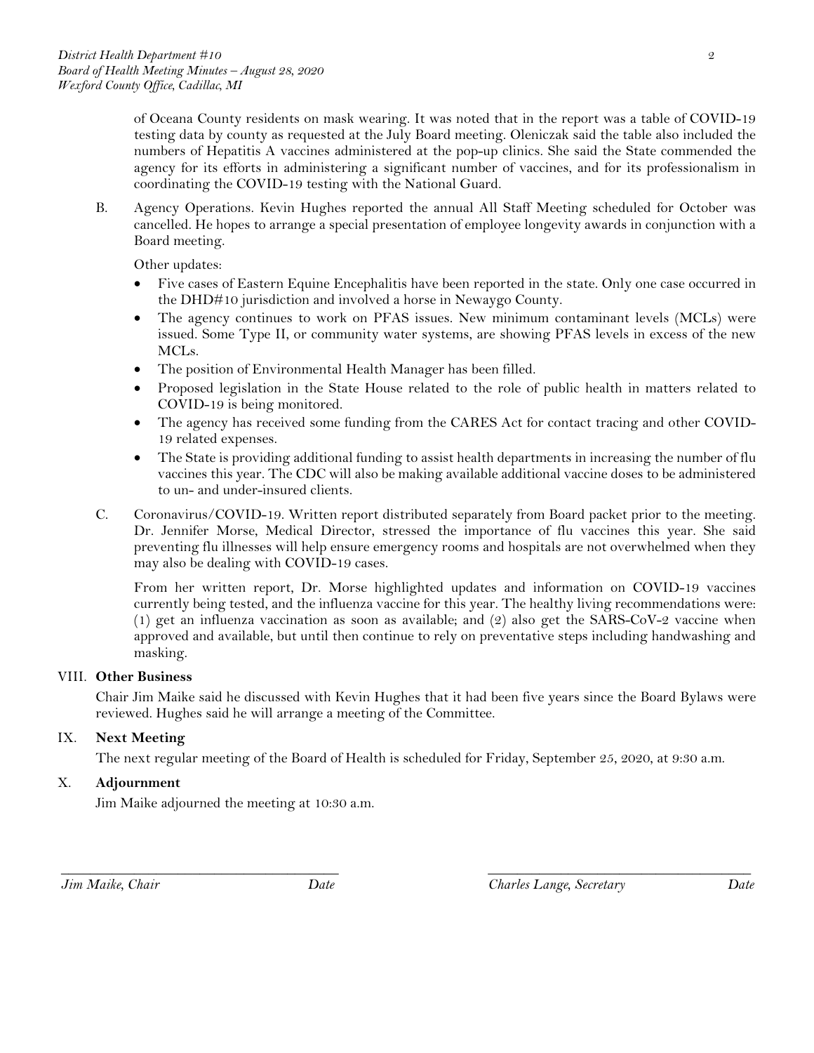of Oceana County residents on mask wearing. It was noted that in the report was a table of COVID-19 testing data by county as requested at the July Board meeting. Oleniczak said the table also included the numbers of Hepatitis A vaccines administered at the pop-up clinics. She said the State commended the agency for its efforts in administering a significant number of vaccines, and for its professionalism in coordinating the COVID-19 testing with the National Guard.

B. Agency Operations. Kevin Hughes reported the annual All Staff Meeting scheduled for October was cancelled. He hopes to arrange a special presentation of employee longevity awards in conjunction with a Board meeting.

Other updates:

- Five cases of Eastern Equine Encephalitis have been reported in the state. Only one case occurred in the DHD#10 jurisdiction and involved a horse in Newaygo County.
- The agency continues to work on PFAS issues. New minimum contaminant levels (MCLs) were issued. Some Type II, or community water systems, are showing PFAS levels in excess of the new MCLs.
- The position of Environmental Health Manager has been filled.
- Proposed legislation in the State House related to the role of public health in matters related to COVID-19 is being monitored.
- The agency has received some funding from the CARES Act for contact tracing and other COVID-19 related expenses.
- The State is providing additional funding to assist health departments in increasing the number of flu vaccines this year. The CDC will also be making available additional vaccine doses to be administered to un- and under-insured clients.

C. Coronavirus/COVID-19. Written report distributed separately from Board packet prior to the meeting. Dr. Jennifer Morse, Medical Director, stressed the importance of flu vaccines this year. She said preventing flu illnesses will help ensure emergency rooms and hospitals are not overwhelmed when they may also be dealing with COVID-19 cases.

From her written report, Dr. Morse highlighted updates and information on COVID-19 vaccines currently being tested, and the influenza vaccine for this year. The healthy living recommendations were: (1) get an influenza vaccination as soon as available; and (2) also get the SARS-CoV-2 vaccine when approved and available, but until then continue to rely on preventative steps including handwashing and masking.

## VIII. Other Business

Chair Jim Maike said he discussed with Kevin Hughes that it had been five years since the Board Bylaws were reviewed. Hughes said he will arrange a meeting of the Committee.

## IX. Next Meeting

The next regular meeting of the Board of Health is scheduled for Friday, September 25, 2020, at 9:30 a.m.

## X. Adjournment

Jim Maike adjourned the meeting at 10:30 a.m.

_______________________________________ 
*Jim Maike, Chair* *Date*

_______________________________________ 
*Charles Lange, Secretary* *Date*